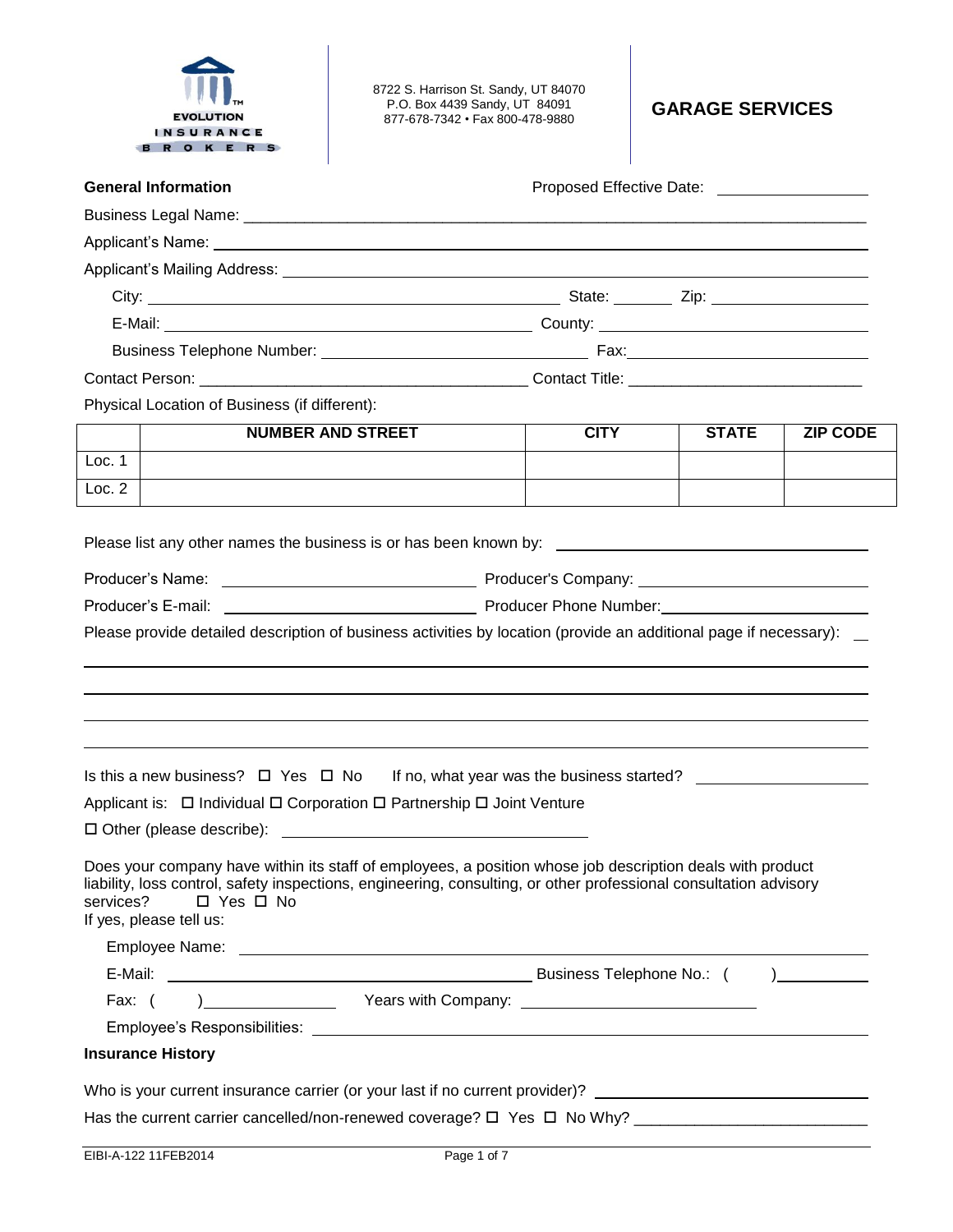EVOLUTION INSURANCE BROKERS

8722 S. Harrison St. Sandy, UT 84070
P.O. Box 4439 Sandy, UT 84091
877-678-7342 • Fax 800-478-9880

# GARAGE SERVICES

**General Information** Proposed Effective Date: ________________

Business Legal Name: ______________________________________________

Applicant's Name: ______________________________________________

Applicant's Mailing Address: ______________________________________________

City: ______________________ State: ________ Zip: ______________

E-Mail: ______________________ County: ______________________

Business Telephone Number: ______________________ Fax: ______________________

Contact Person: ______________________ Contact Title: ______________________

Physical Location of Business (if different):

| | NUMBER AND STREET | CITY | STATE | ZIP CODE |
|---|---|---|---|---|
| Loc. 1 | | | | |
| Loc. 2 | | | | |

Please list any other names the business is or has been known by: ______________________

Producer's Name: ______________________ Producer's Company: ______________________

Producer's E-mail: ______________________ Producer Phone Number: ______________________

Please provide detailed description of business activities by location (provide an additional page if necessary): ____

______________________________________________

______________________________________________

______________________________________________

______________________________________________

Is this a new business? ☐ Yes ☐ No If no, what year was the business started? ______________

Applicant is: ☐ Individual ☐ Corporation ☐ Partnership ☐ Joint Venture

☐ Other (please describe): ______________________

Does your company have within its staff of employees, a position whose job description deals with product liability, loss control, safety inspections, engineering, consulting, or other professional consultation advisory services? ☐ Yes ☐ No

If yes, please tell us:

Employee Name: ______________________________________________

E-Mail: ______________________ Business Telephone No.: ( ) ______________

Fax: ( ) ______________ Years with Company: ______________________

Employee's Responsibilities: ______________________________________________

**Insurance History**

Who is your current insurance carrier (or your last if no current provider)? ______________________

Has the current carrier cancelled/non-renewed coverage? ☐ Yes ☐ No Why? ______________________

EIBI-A-122 11FEB2014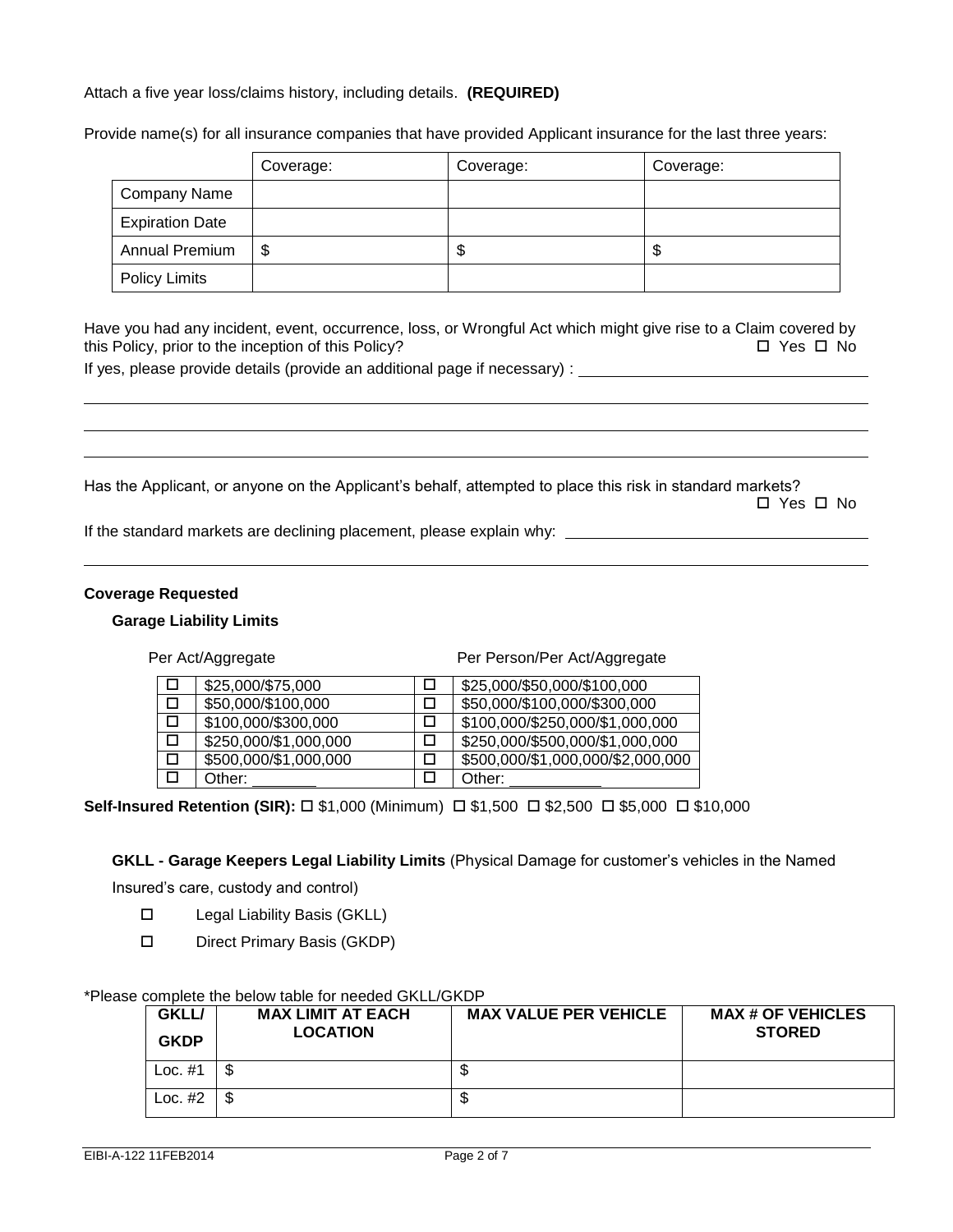Attach a five year loss/claims history, including details. **(REQUIRED)**

Provide name(s) for all insurance companies that have provided Applicant insurance for the last three years:

| | Coverage: | Coverage: | Coverage: |
|---|---|---|---|
| Company Name | | | |
| Expiration Date | | | |
| Annual Premium | $ | $ | $ |
| Policy Limits | | | |

Have you had any incident, event, occurrence, loss, or Wrongful Act which might give rise to a Claim covered by this Policy, prior to the inception of this Policy? ☐ Yes ☐ No

If yes, please provide details (provide an additional page if necessary) : ______________________________

_____________________________________________________________________________

_____________________________________________________________________________

_____________________________________________________________________________

Has the Applicant, or anyone on the Applicant's behalf, attempted to place this risk in standard markets? ☐ Yes ☐ No

If the standard markets are declining placement, please explain why: ______________________________

_____________________________________________________________________________

**Coverage Requested**

**Garage Liability Limits**

| | Per Act/Aggregate | | Per Person/Per Act/Aggregate |
|---|---|---|---|
| ☐ | $25,000/$75,000 | ☐ | $25,000/$50,000/$100,000 |
| ☐ | $50,000/$100,000 | ☐ | $50,000/$100,000/$300,000 |
| ☐ | $100,000/$300,000 | ☐ | $100,000/$250,000/$1,000,000 |
| ☐ | $250,000/$1,000,000 | ☐ | $250,000/$500,000/$1,000,000 |
| ☐ | $500,000/$1,000,000 | ☐ | $500,000/$1,000,000/$2,000,000 |
| ☐ | Other: _______ | ☐ | Other: __________ |

**Self-Insured Retention (SIR):** ☐ $1,000 (Minimum) ☐ $1,500 ☐ $2,500 ☐ $5,000 ☐ $10,000

**GKLL - Garage Keepers Legal Liability Limits** (Physical Damage for customer's vehicles in the Named Insured's care, custody and control)

- ☐ Legal Liability Basis (GKLL)
- ☐ Direct Primary Basis (GKDP)

*Please complete the below table for needed GKLL/GKDP

| GKLL/ GKDP | MAX LIMIT AT EACH LOCATION | MAX VALUE PER VEHICLE | MAX # OF VEHICLES STORED |
|---|---|---|---|
| Loc. #1 | $ | $ | |
| Loc. #2 | $ | $ | |

EIBI-A-122 11FEB2014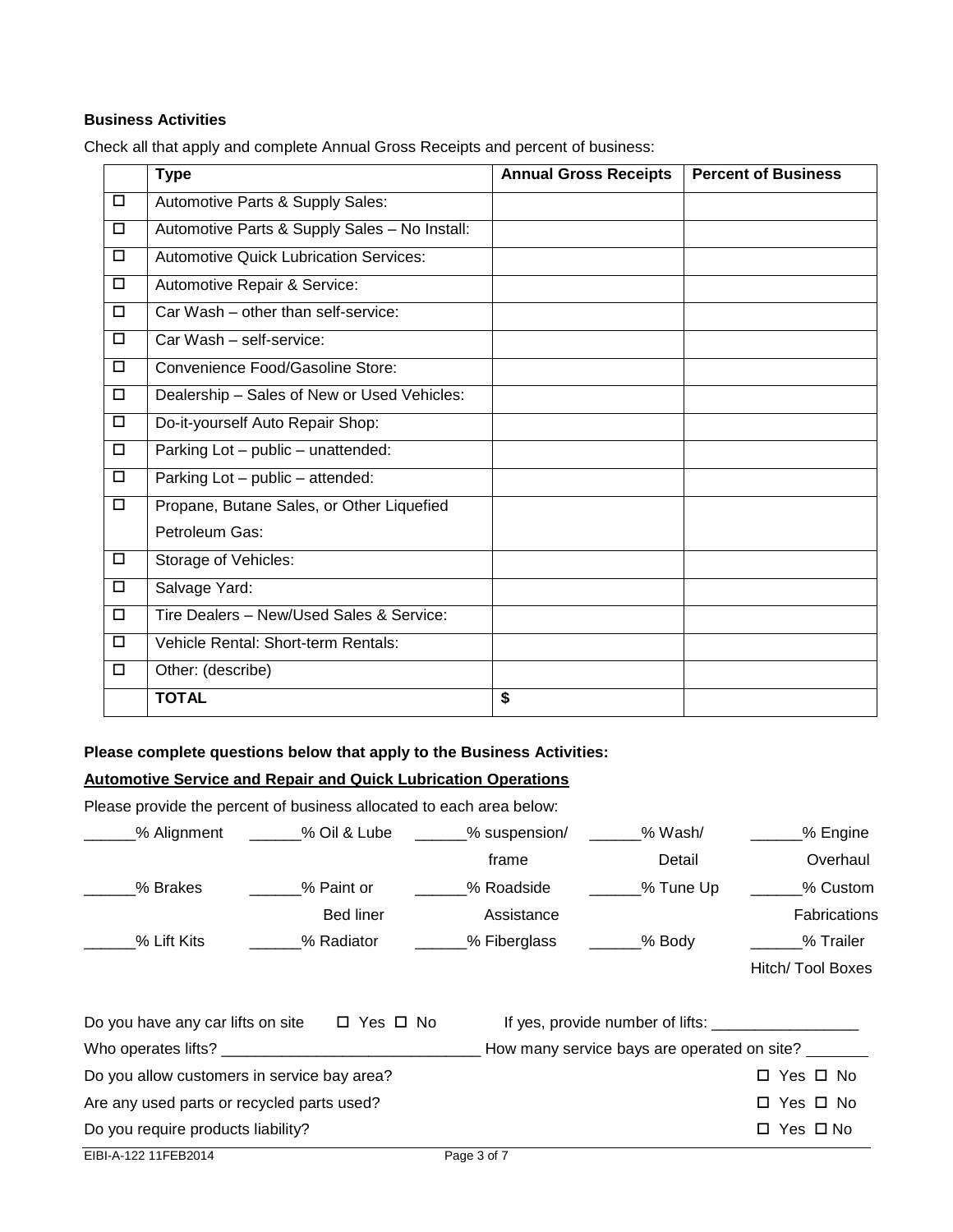**Business Activities**

Check all that apply and complete Annual Gross Receipts and percent of business:

| | Type | Annual Gross Receipts | Percent of Business |
|---|---|---|---|
| ☐ | Automotive Parts & Supply Sales: | | |
| ☐ | Automotive Parts & Supply Sales – No Install: | | |
| ☐ | Automotive Quick Lubrication Services: | | |
| ☐ | Automotive Repair & Service: | | |
| ☐ | Car Wash – other than self-service: | | |
| ☐ | Car Wash – self-service: | | |
| ☐ | Convenience Food/Gasoline Store: | | |
| ☐ | Dealership – Sales of New or Used Vehicles: | | |
| ☐ | Do-it-yourself Auto Repair Shop: | | |
| ☐ | Parking Lot – public – unattended: | | |
| ☐ | Parking Lot – public – attended: | | |
| ☐ | Propane, Butane Sales, or Other Liquefied Petroleum Gas: | | |
| ☐ | Storage of Vehicles: | | |
| ☐ | Salvage Yard: | | |
| ☐ | Tire Dealers – New/Used Sales & Service: | | |
| ☐ | Vehicle Rental: Short-term Rentals: | | |
| ☐ | Other: (describe) | | |
| | **TOTAL** | **$** | |

**Please complete questions below that apply to the Business Activities:**

**Automotive Service and Repair and Quick Lubrication Operations**

Please provide the percent of business allocated to each area below:

______% Alignment ______% Oil & Lube ______% suspension/ frame ______% Wash/ Detail ______% Engine Overhaul

______% Brakes ______% Paint or Bed liner ______% Roadside Assistance ______% Tune Up ______% Custom Fabrications

______% Lift Kits ______% Radiator ______% Fiberglass ______% Body ______% Trailer Hitch/ Tool Boxes

Do you have any car lifts on site ☐ Yes ☐ No If yes, provide number of lifts: _________________

Who operates lifts? ______________________________ How many service bays are operated on site? _______

Do you allow customers in service bay area? ☐ Yes ☐ No

Are any used parts or recycled parts used? ☐ Yes ☐ No

Do you require products liability? ☐ Yes ☐ No

EIBI-A-122 11FEB2014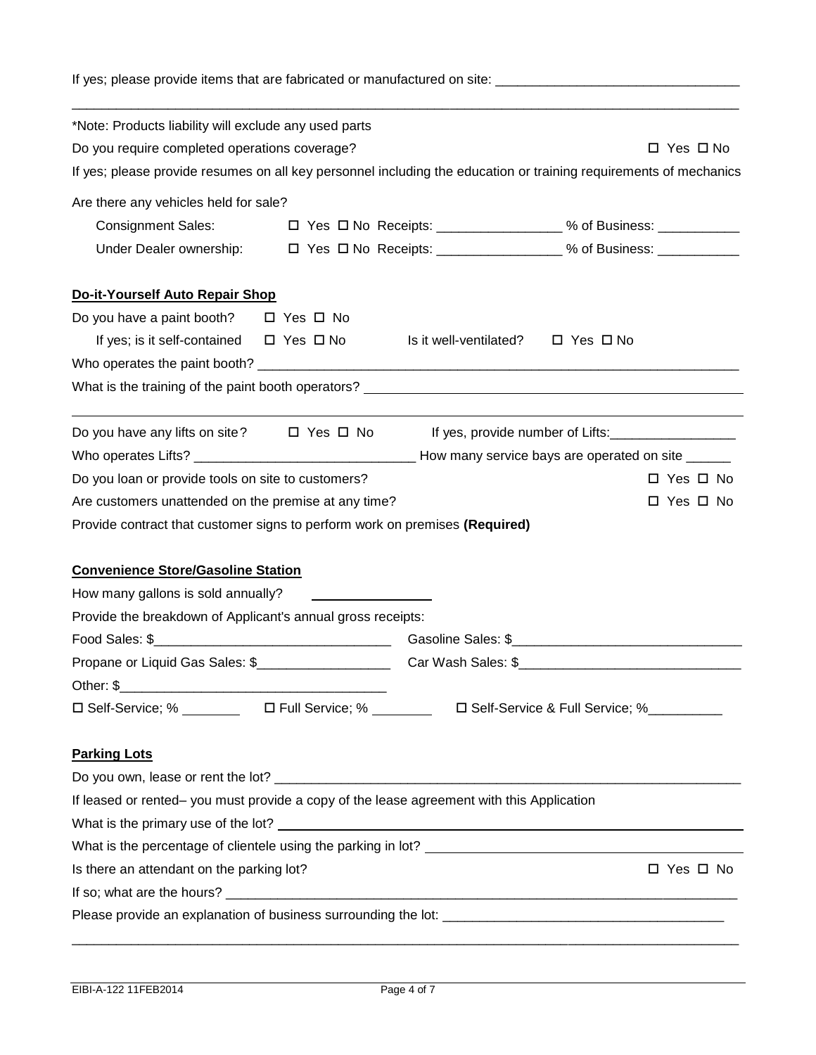If yes; please provide items that are fabricated or manufactured on site: ________________________________

_______________________________________________________________________________________________

*Note: Products liability will exclude any used parts

Do you require completed operations coverage? ☐ Yes ☐ No

If yes; please provide resumes on all key personnel including the education or training requirements of mechanics

Are there any vehicles held for sale?

Consignment Sales: ☐ Yes ☐ No Receipts: ________________ % of Business: ___________

Under Dealer ownership: ☐ Yes ☐ No Receipts: ________________ % of Business: ___________

**Do-it-Yourself Auto Repair Shop**

Do you have a paint booth? ☐ Yes ☐ No

If yes; is it self-contained ☐ Yes ☐ No Is it well-ventilated? ☐ Yes ☐ No

Who operates the paint booth? ____________________________________________________________________

What is the training of the paint booth operators? ____________________________________________________

_______________________________________________________________________________________________

Do you have any lifts on site? ☐ Yes ☐ No If yes, provide number of Lifts:________________

Who operates Lifts? _____________________________ How many service bays are operated on site ______

Do you loan or provide tools on site to customers? ☐ Yes ☐ No

Are customers unattended on the premise at any time? ☐ Yes ☐ No

Provide contract that customer signs to perform work on premises **(Required)**

**Convenience Store/Gasoline Station**

How many gallons is sold annually? ________________

Provide the breakdown of Applicant's annual gross receipts:

Food Sales: $_______________________________ Gasoline Sales: $______________________________

Propane or Liquid Gas Sales: $__________________ Car Wash Sales: $______________________________

Other: $___________________________________

☐ Self-Service; % ________ ☐ Full Service; % ________ ☐ Self-Service & Full Service; %__________

**Parking Lots**

Do you own, lease or rent the lot? _________________________________________________________________

If leased or rented– you must provide a copy of the lease agreement with this Application

What is the primary use of the lot? _________________________________________________________________

What is the percentage of clientele using the parking in lot? ____________________________________________

Is there an attendant on the parking lot? ☐ Yes ☐ No

If so; what are the hours? _________________________________________________________________________

Please provide an explanation of business surrounding the lot: _____________________________________

_______________________________________________________________________________________________

EIBI-A-122 11FEB2014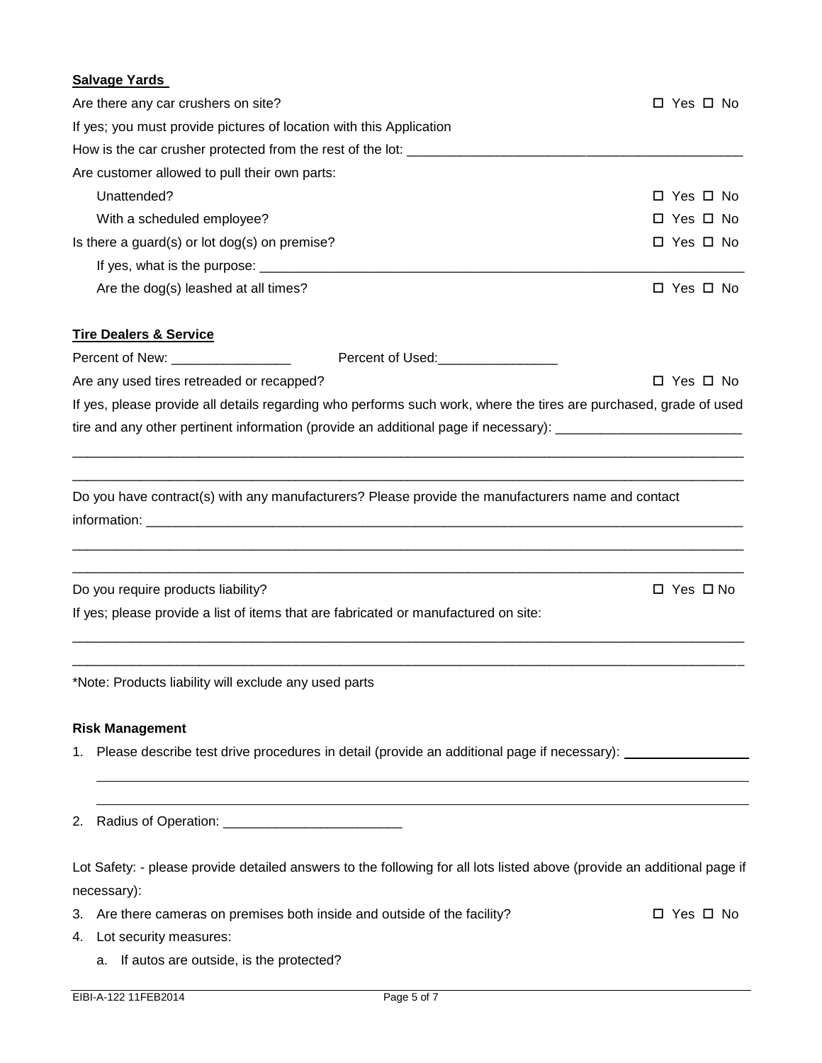**Salvage Yards**

Are there any car crushers on site? ☐ Yes ☐ No

If yes; you must provide pictures of location with this Application

How is the car crusher protected from the rest of the lot: ______________________________________________

Are customer allowed to pull their own parts:

- Unattended? ☐ Yes ☐ No
- With a scheduled employee? ☐ Yes ☐ No

Is there a guard(s) or lot dog(s) on premise? ☐ Yes ☐ No

- If yes, what is the purpose: ____________________________________________________________________
- Are the dog(s) leashed at all times? ☐ Yes ☐ No

**Tire Dealers & Service**

Percent of New: ________________ Percent of Used:________________

Are any used tires retreaded or recapped? ☐ Yes ☐ No

If yes, please provide all details regarding who performs such work, where the tires are purchased, grade of used tire and any other pertinent information (provide an additional page if necessary): _________________________

_____________________________________________________________________________________________

_____________________________________________________________________________________________

Do you have contract(s) with any manufacturers? Please provide the manufacturers name and contact information: ____________________________________________________________________________________

_____________________________________________________________________________________________

_____________________________________________________________________________________________

Do you require products liability? ☐ Yes ☐ No

If yes; please provide a list of items that are fabricated or manufactured on site:

_____________________________________________________________________________________________

_____________________________________________________________________________________________

*Note: Products liability will exclude any used parts

**Risk Management**

1. Please describe test drive procedures in detail (provide an additional page if necessary): _________________

   _____________________________________________________________________________________________

   _____________________________________________________________________________________________

2. Radius of Operation: ________________________

Lot Safety: - please provide detailed answers to the following for all lots listed above (provide an additional page if necessary):

3. Are there cameras on premises both inside and outside of the facility? ☐ Yes ☐ No
4. Lot security measures:
   a. If autos are outside, is the protected?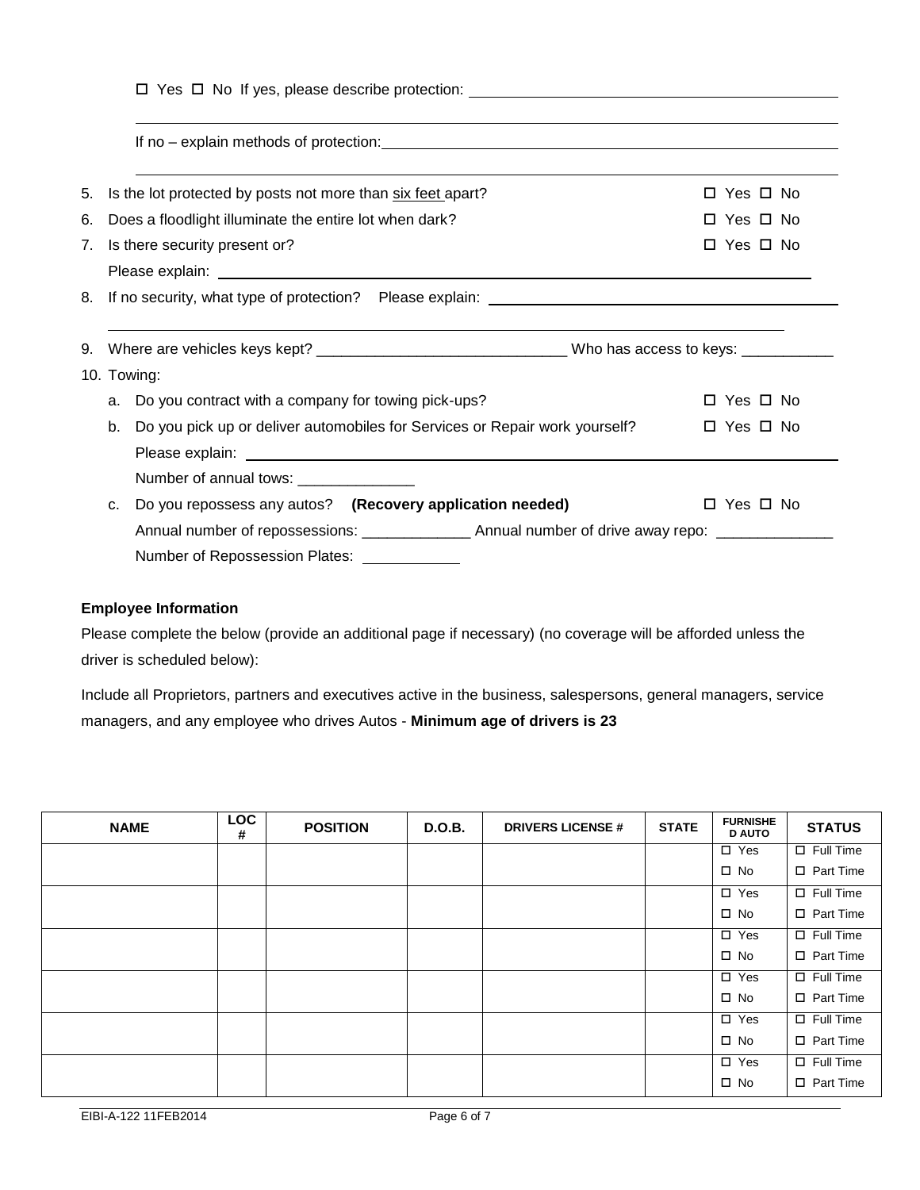☐ Yes ☐ No If yes, please describe protection: ______________________________________________

______________________________________________________________________________

If no – explain methods of protection: ______________________________________________

______________________________________________________________________________

5. Is the lot protected by posts not more than six feet apart? ☐ Yes ☐ No
6. Does a floodlight illuminate the entire lot when dark? ☐ Yes ☐ No
7. Is there security present or? ☐ Yes ☐ No

   Please explain: ______________________________________________________________
8. If no security, what type of protection? Please explain: ______________________________________

   ______________________________________________________________________________
9. Where are vehicles keys kept? ______________________________ Who has access to keys: ___________
10. Towing:
    a. Do you contract with a company for towing pick-ups? ☐ Yes ☐ No
    b. Do you pick up or deliver automobiles for Services or Repair work yourself? ☐ Yes ☐ No

       Please explain: ______________________________________________________________

       Number of annual tows: ______________
    c. Do you repossess any autos? **(Recovery application needed)** ☐ Yes ☐ No

       Annual number of repossessions: _____________ Annual number of drive away repo: ______________

       Number of Repossession Plates: ___________

**Employee Information**

Please complete the below (provide an additional page if necessary) (no coverage will be afforded unless the driver is scheduled below):

Include all Proprietors, partners and executives active in the business, salespersons, general managers, service managers, and any employee who drives Autos - **Minimum age of drivers is 23**

| NAME | LOC # | POSITION | D.O.B. | DRIVERS LICENSE # | STATE | FURNISHED AUTO | STATUS |
|---|---|---|---|---|---|---|---|
| | | | | | | ☐ Yes ☐ No | ☐ Full Time ☐ Part Time |
| | | | | | | ☐ Yes ☐ No | ☐ Full Time ☐ Part Time |
| | | | | | | ☐ Yes ☐ No | ☐ Full Time ☐ Part Time |
| | | | | | | ☐ Yes ☐ No | ☐ Full Time ☐ Part Time |
| | | | | | | ☐ Yes ☐ No | ☐ Full Time ☐ Part Time |
| | | | | | | ☐ Yes ☐ No | ☐ Full Time ☐ Part Time |

EIBI-A-122 11FEB2014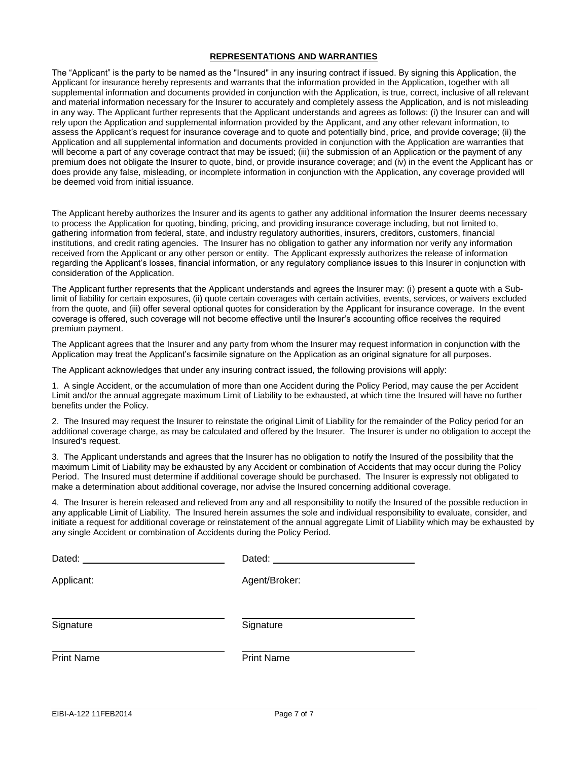## REPRESENTATIONS AND WARRANTIES

The "Applicant" is the party to be named as the "Insured" in any insuring contract if issued. By signing this Application, the Applicant for insurance hereby represents and warrants that the information provided in the Application, together with all supplemental information and documents provided in conjunction with the Application, is true, correct, inclusive of all relevant and material information necessary for the Insurer to accurately and completely assess the Application, and is not misleading in any way. The Applicant further represents that the Applicant understands and agrees as follows: (i) the Insurer can and will rely upon the Application and supplemental information provided by the Applicant, and any other relevant information, to assess the Applicant's request for insurance coverage and to quote and potentially bind, price, and provide coverage; (ii) the Application and all supplemental information and documents provided in conjunction with the Application are warranties that will become a part of any coverage contract that may be issued; (iii) the submission of an Application or the payment of any premium does not obligate the Insurer to quote, bind, or provide insurance coverage; and (iv) in the event the Applicant has or does provide any false, misleading, or incomplete information in conjunction with the Application, any coverage provided will be deemed void from initial issuance.

The Applicant hereby authorizes the Insurer and its agents to gather any additional information the Insurer deems necessary to process the Application for quoting, binding, pricing, and providing insurance coverage including, but not limited to, gathering information from federal, state, and industry regulatory authorities, insurers, creditors, customers, financial institutions, and credit rating agencies. The Insurer has no obligation to gather any information nor verify any information received from the Applicant or any other person or entity. The Applicant expressly authorizes the release of information regarding the Applicant's losses, financial information, or any regulatory compliance issues to this Insurer in conjunction with consideration of the Application.

The Applicant further represents that the Applicant understands and agrees the Insurer may: (i) present a quote with a Sub-limit of liability for certain exposures, (ii) quote certain coverages with certain activities, events, services, or waivers excluded from the quote, and (iii) offer several optional quotes for consideration by the Applicant for insurance coverage. In the event coverage is offered, such coverage will not become effective until the Insurer's accounting office receives the required premium payment.

The Applicant agrees that the Insurer and any party from whom the Insurer may request information in conjunction with the Application may treat the Applicant's facsimile signature on the Application as an original signature for all purposes.

The Applicant acknowledges that under any insuring contract issued, the following provisions will apply:

1. A single Accident, or the accumulation of more than one Accident during the Policy Period, may cause the per Accident Limit and/or the annual aggregate maximum Limit of Liability to be exhausted, at which time the Insured will have no further benefits under the Policy.

2. The Insured may request the Insurer to reinstate the original Limit of Liability for the remainder of the Policy period for an additional coverage charge, as may be calculated and offered by the Insurer. The Insurer is under no obligation to accept the Insured's request.

3. The Applicant understands and agrees that the Insurer has no obligation to notify the Insured of the possibility that the maximum Limit of Liability may be exhausted by any Accident or combination of Accidents that may occur during the Policy Period. The Insured must determine if additional coverage should be purchased. The Insurer is expressly not obligated to make a determination about additional coverage, nor advise the Insured concerning additional coverage.

4. The Insurer is herein released and relieved from any and all responsibility to notify the Insured of the possible reduction in any applicable Limit of Liability. The Insured herein assumes the sole and individual responsibility to evaluate, consider, and initiate a request for additional coverage or reinstatement of the annual aggregate Limit of Liability which may be exhausted by any single Accident or combination of Accidents during the Policy Period.

| | |
|---|---|
| Dated: ______________________ | Dated: ______________________ |
| Applicant: | Agent/Broker: |
| ______________________ | ______________________ |
| Signature | Signature |
| ______________________ | ______________________ |
| Print Name | Print Name |

EIBI-A-122 11FEB2014